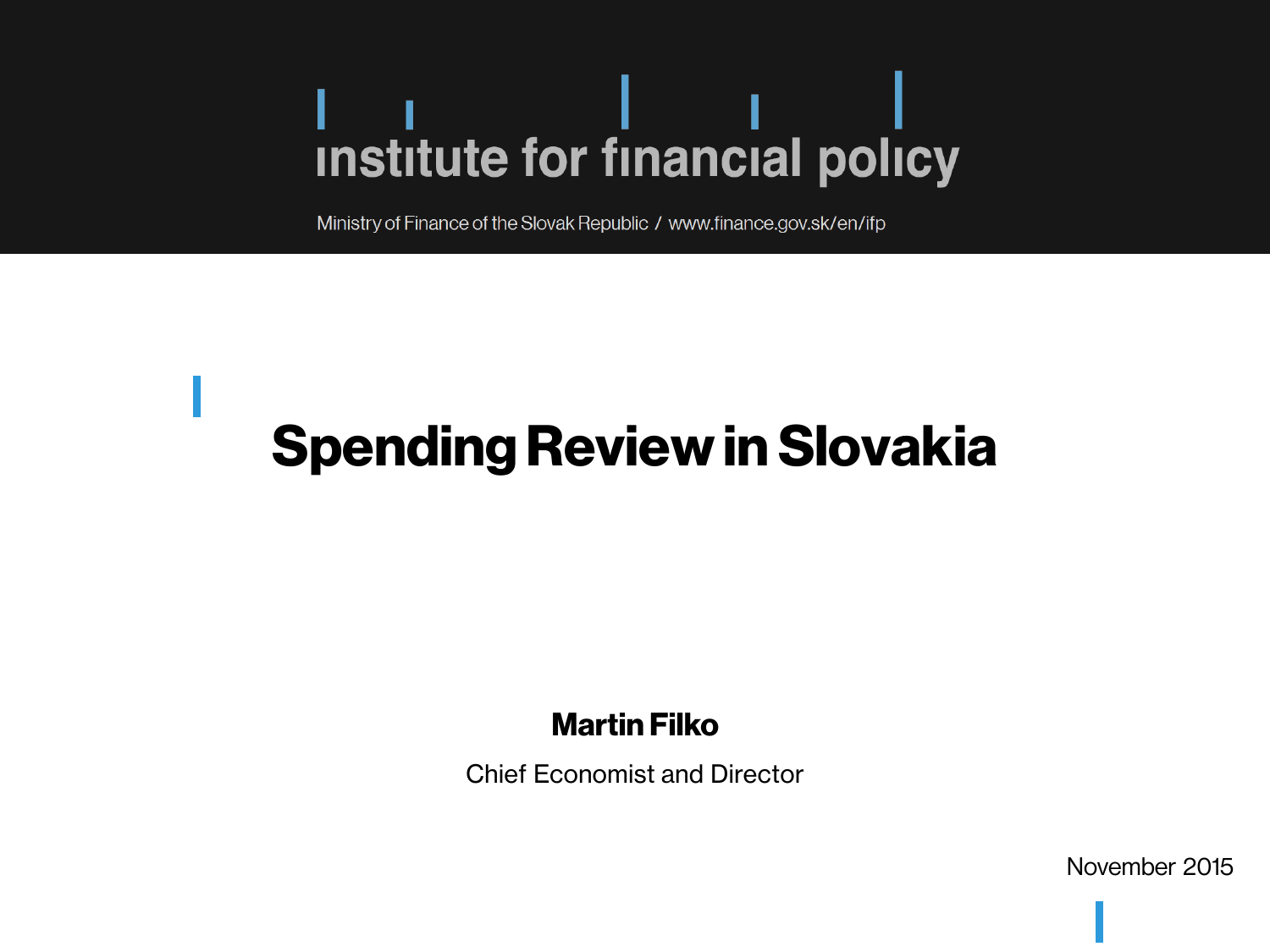institute for financial policy

Ministry of Finance of the Slovak Republic / www.finance.gov.sk/en/ifp

# Spending Review in Slovakia

**Martin Filko**

Chief Economist and Director

November 2015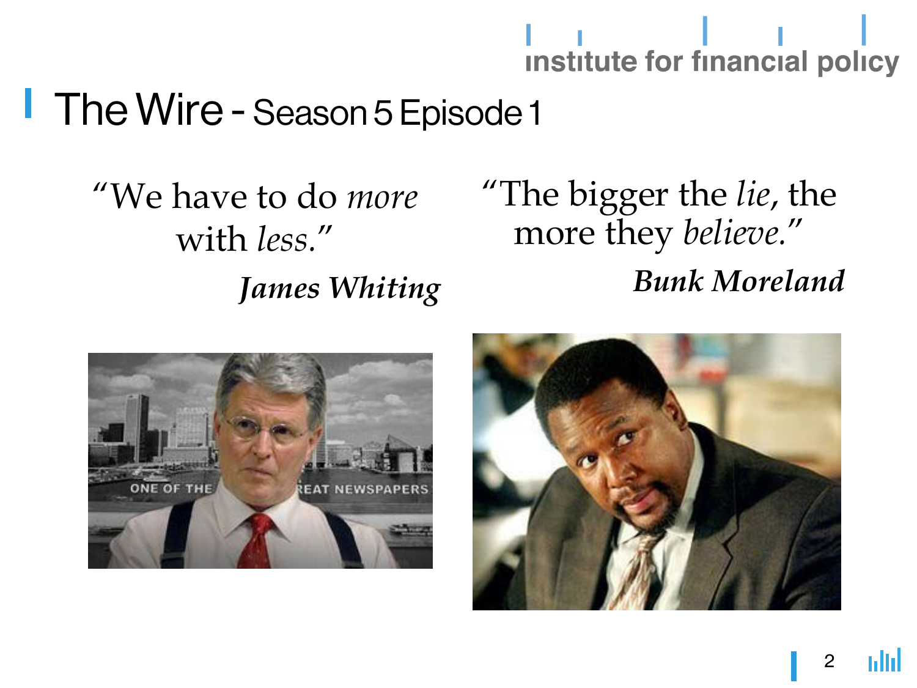# The Wire - Season 5 Episode 1

"We have to do *more* with *less*."

***James Whiting***

"The bigger the *lie*, the more they *believe*."

***Bunk Moreland***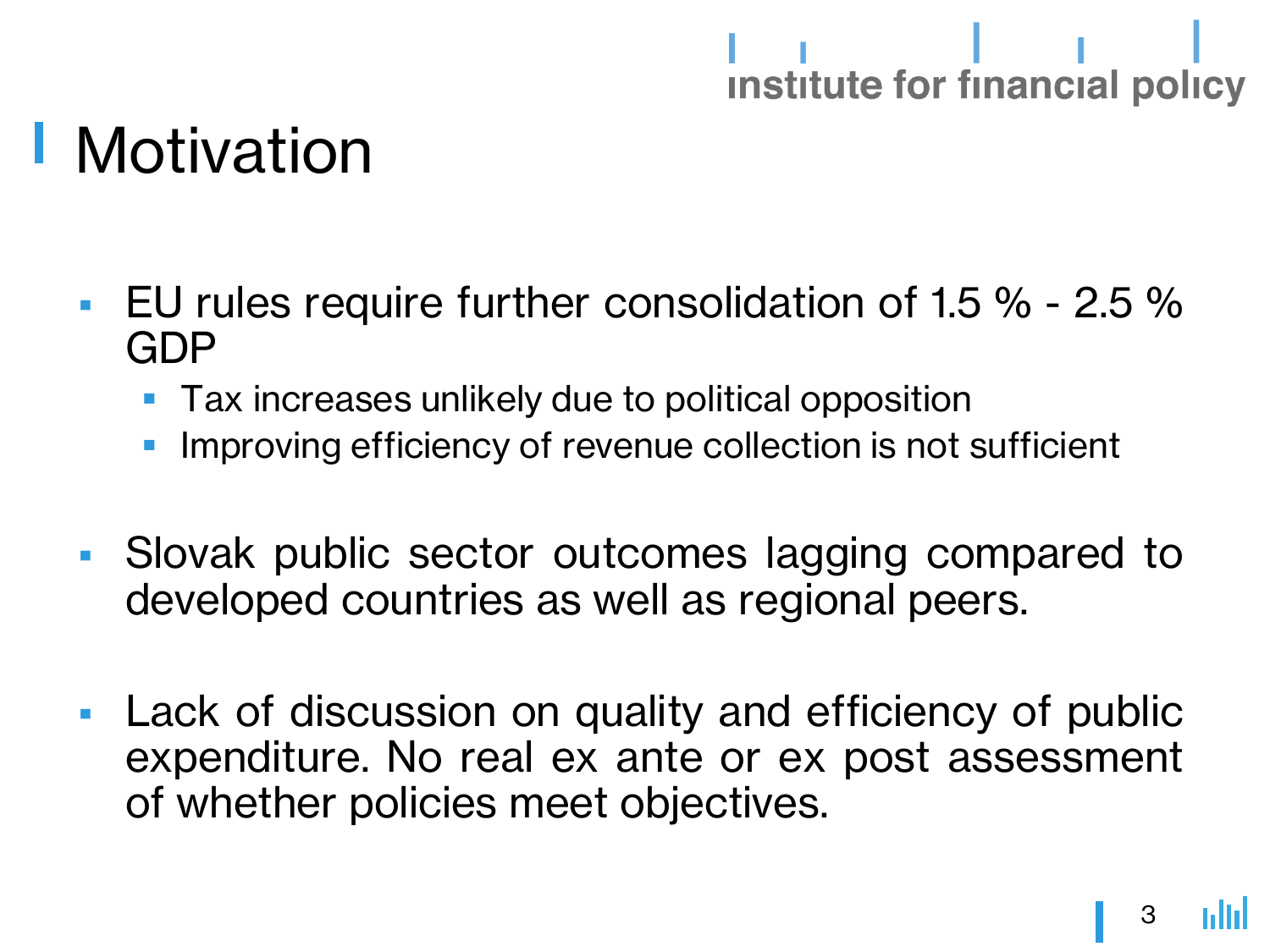# Motivation

- EU rules require further consolidation of 1.5 % - 2.5 % GDP
  - Tax increases unlikely due to political opposition
  - Improving efficiency of revenue collection is not sufficient
- Slovak public sector outcomes lagging compared to developed countries as well as regional peers.
- Lack of discussion on quality and efficiency of public expenditure. No real ex ante or ex post assessment of whether policies meet objectives.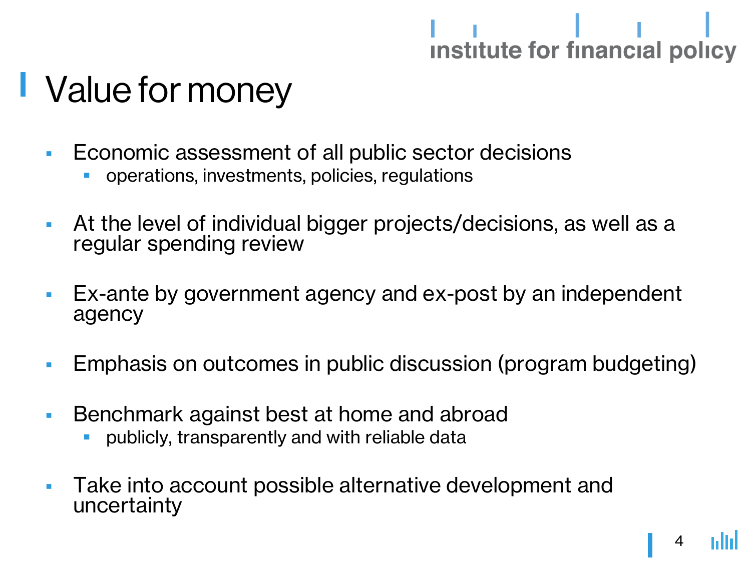# Value for money

- Economic assessment of all public sector decisions
  - operations, investments, policies, regulations
- At the level of individual bigger projects/decisions, as well as a regular spending review
- Ex-ante by government agency and ex-post by an independent agency
- Emphasis on outcomes in public discussion (program budgeting)
- Benchmark against best at home and abroad
  - publicly, transparently and with reliable data
- Take into account possible alternative development and uncertainty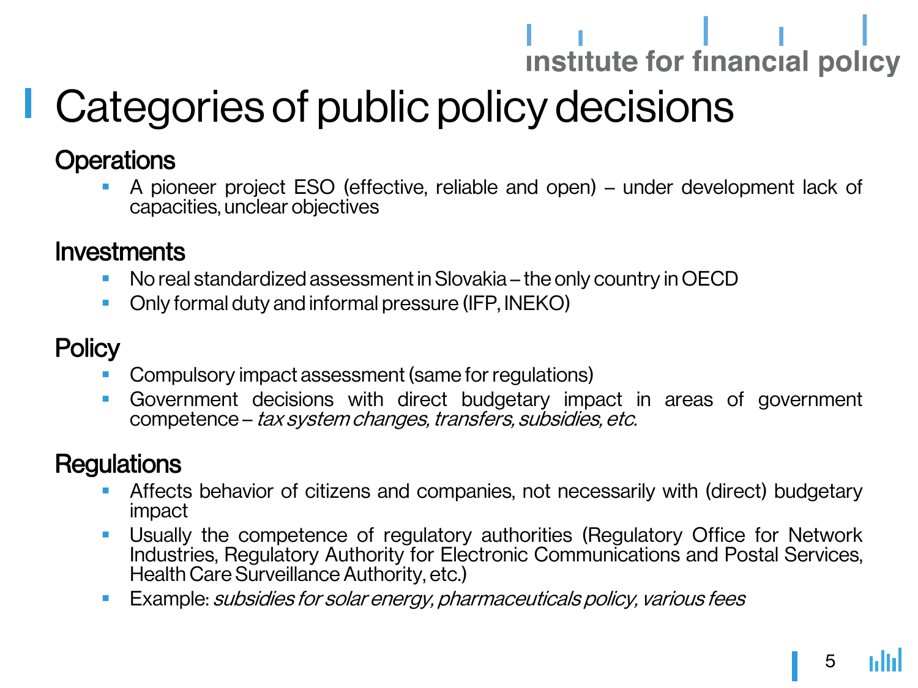# Categories of public policy decisions

## Operations

- A pioneer project ESO (effective, reliable and open) – under development lack of capacities, unclear objectives

## Investments

- No real standardized assessment in Slovakia – the only country in OECD
- Only formal duty and informal pressure (IFP, INEKO)

## Policy

- Compulsory impact assessment (same for regulations)
- Government decisions with direct budgetary impact in areas of government competence – *tax system changes, transfers, subsidies, etc.*

## Regulations

- Affects behavior of citizens and companies, not necessarily with (direct) budgetary impact
- Usually the competence of regulatory authorities (Regulatory Office for Network Industries, Regulatory Authority for Electronic Communications and Postal Services, Health Care Surveillance Authority, etc.)
- Example: *subsidies for solar energy, pharmaceuticals policy, various fees*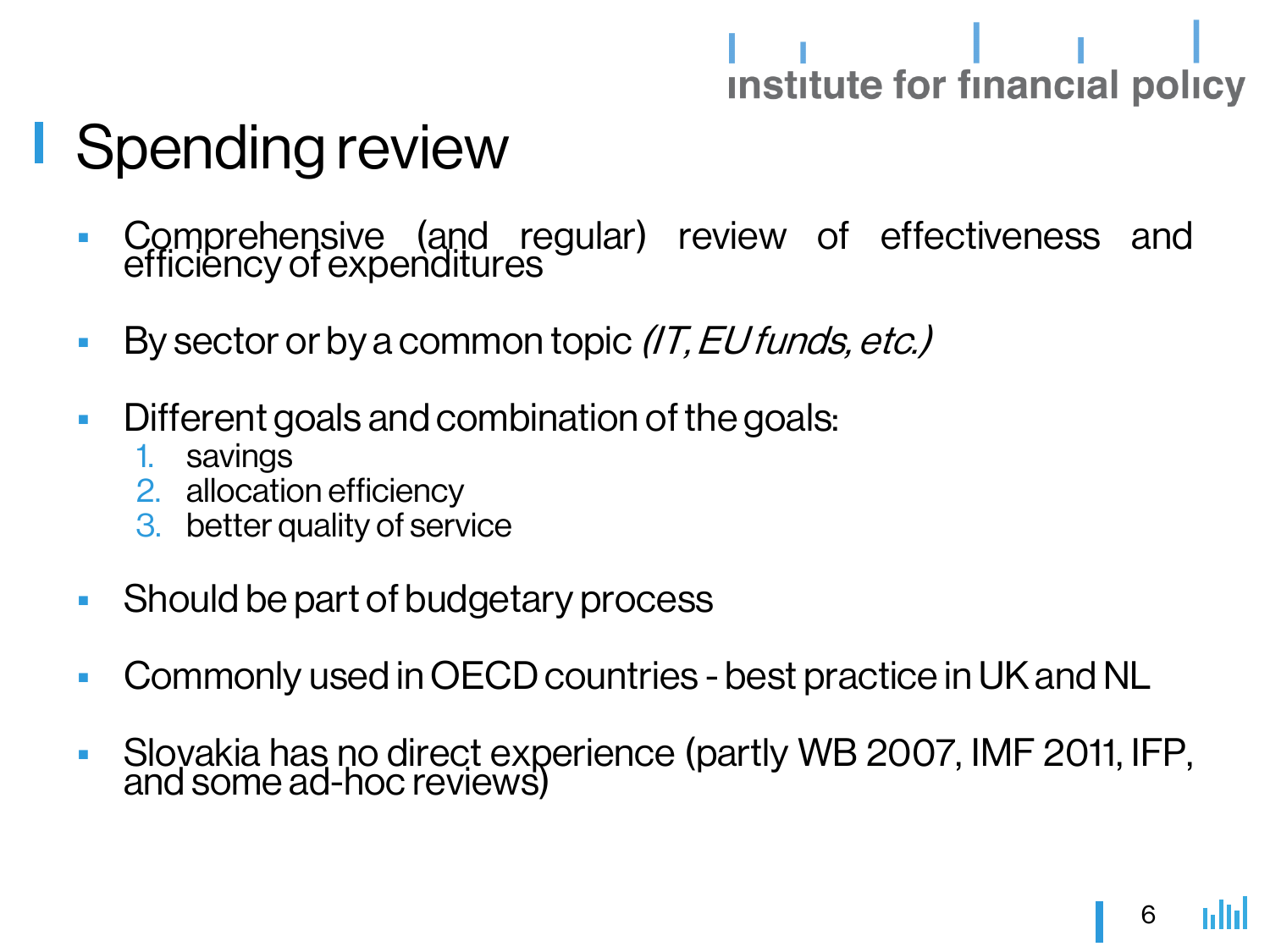# Spending review

- Comprehensive (and regular) review of effectiveness and efficiency of expenditures
- By sector or by a common topic *(IT, EU funds, etc.)*
- Different goals and combination of the goals:
  1. savings
  2. allocation efficiency
  3. better quality of service
- Should be part of budgetary process
- Commonly used in OECD countries - best practice in UK and NL
- Slovakia has no direct experience (partly WB 2007, IMF 2011, IFP, and some ad-hoc reviews)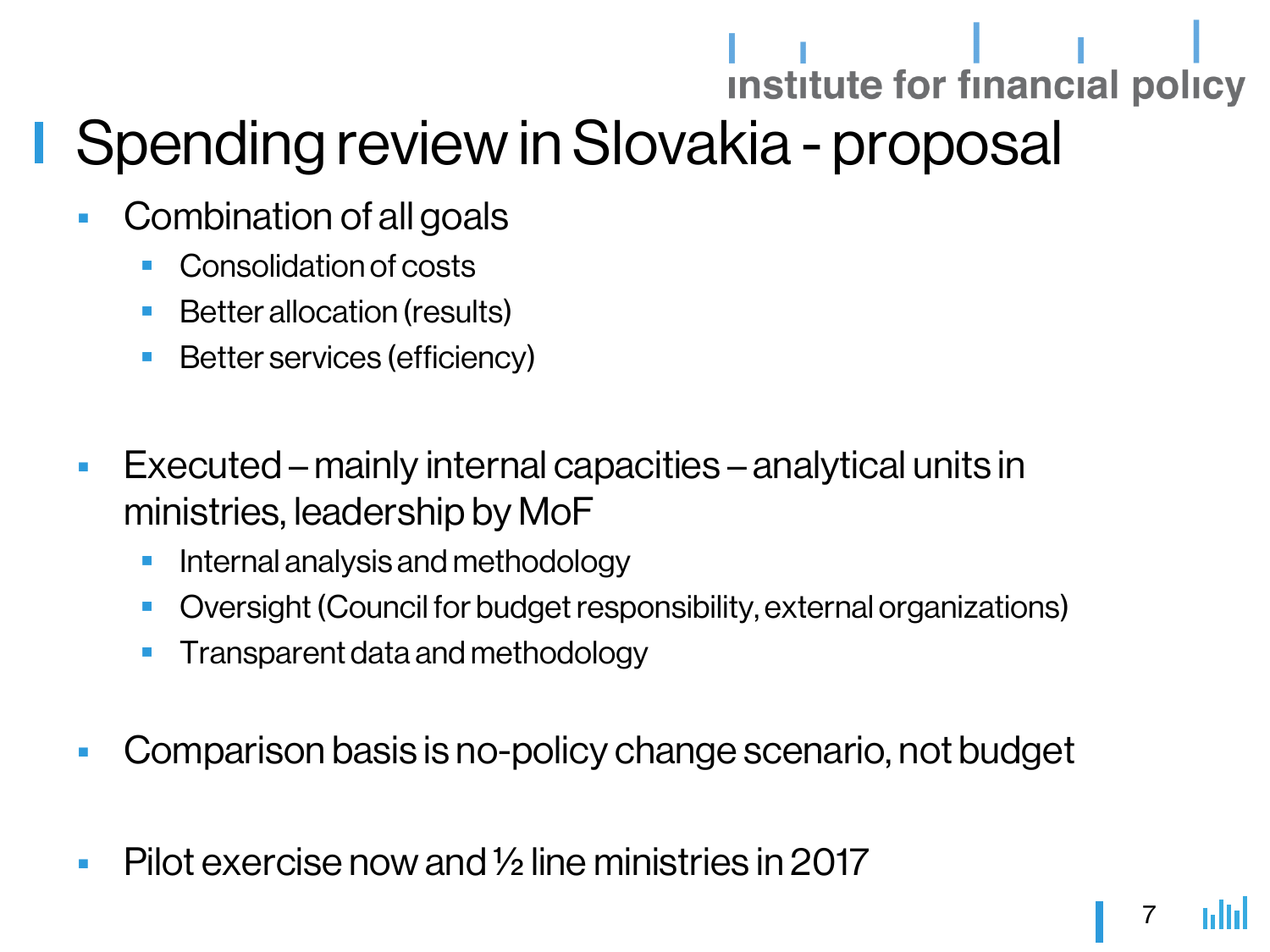# Spending review in Slovakia - proposal

- Combination of all goals
  - Consolidation of costs
  - Better allocation (results)
  - Better services (efficiency)

- Executed – mainly internal capacities – analytical units in ministries, leadership by MoF
  - Internal analysis and methodology
  - Oversight (Council for budget responsibility, external organizations)
  - Transparent data and methodology

- Comparison basis is no-policy change scenario, not budget

- Pilot exercise now and ½ line ministries in 2017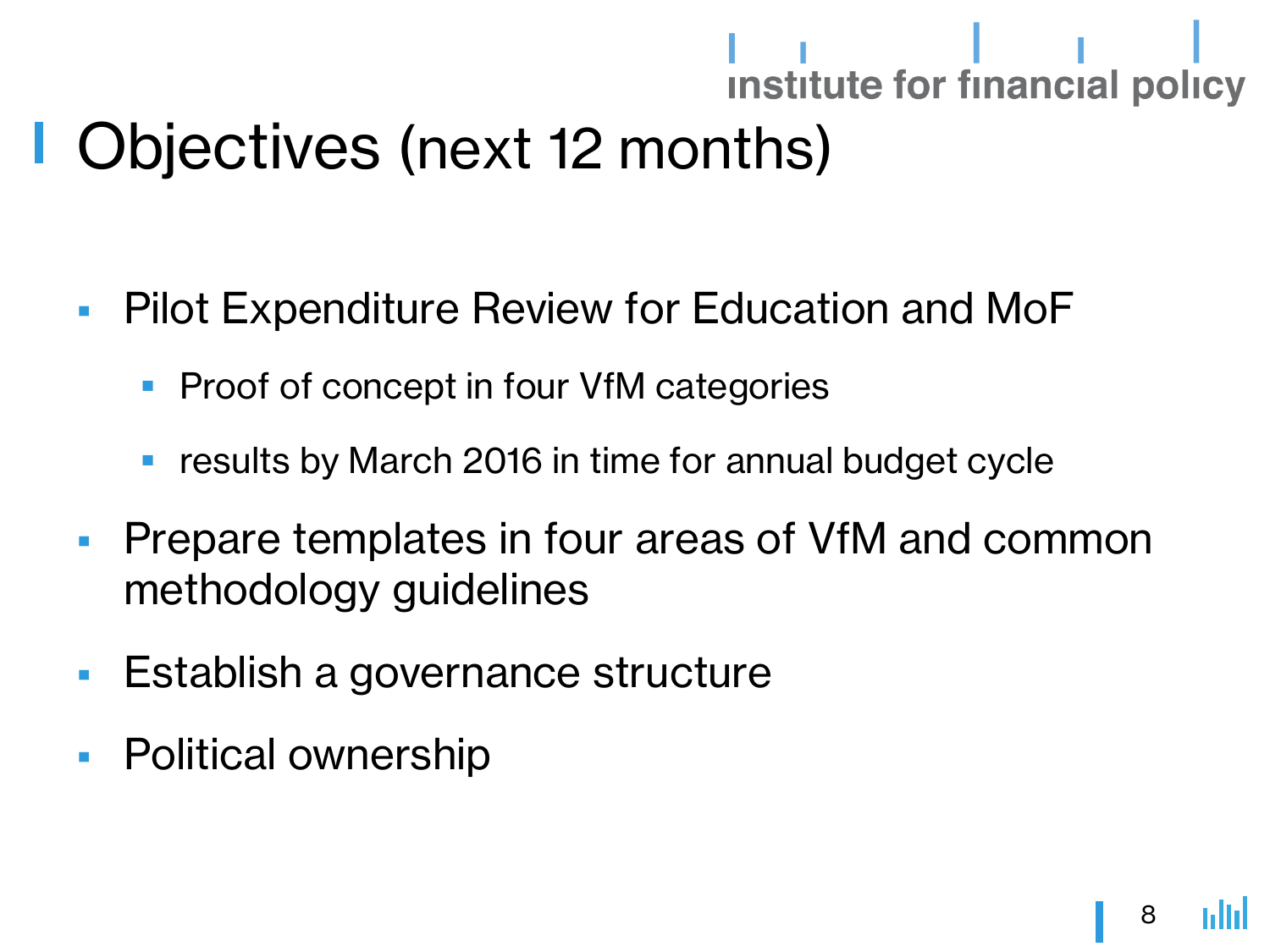# Objectives (next 12 months)

- Pilot Expenditure Review for Education and MoF
  - Proof of concept in four VfM categories
  - results by March 2016 in time for annual budget cycle
- Prepare templates in four areas of VfM and common methodology guidelines
- Establish a governance structure
- Political ownership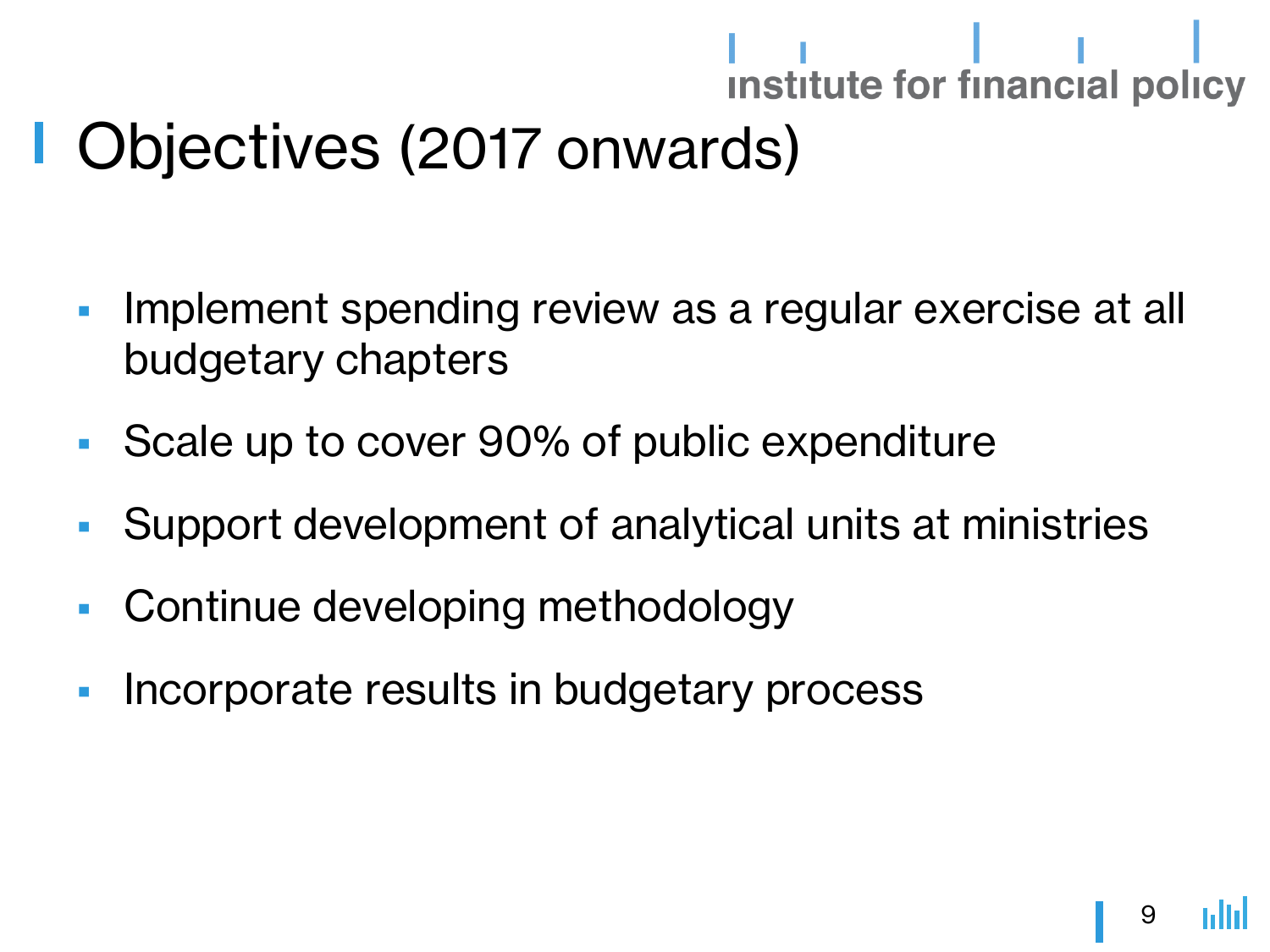# Objectives (2017 onwards)

- Implement spending review as a regular exercise at all budgetary chapters
- Scale up to cover 90% of public expenditure
- Support development of analytical units at ministries
- Continue developing methodology
- Incorporate results in budgetary process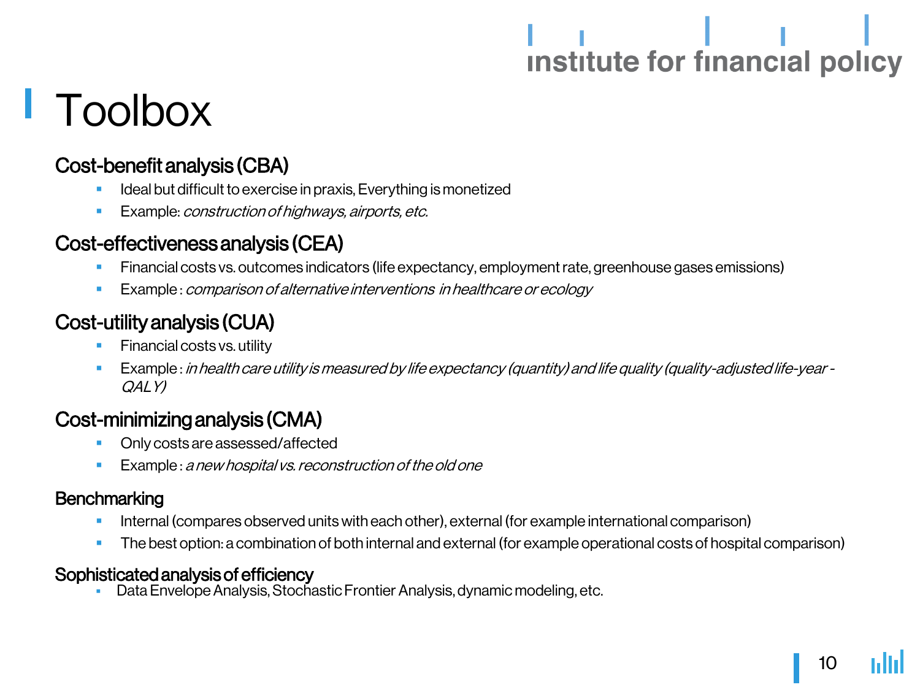# Toolbox

## Cost-benefit analysis (CBA)

- Ideal but difficult to exercise in praxis, Everything is monetized
- Example: *construction of highways, airports, etc.*

## Cost-effectiveness analysis (CEA)

- Financial costs vs. outcomes indicators (life expectancy, employment rate, greenhouse gases emissions)
- Example : *comparison of alternative interventions in healthcare or ecology*

## Cost-utility analysis (CUA)

- Financial costs vs. utility
- Example : *in health care utility is measured by life expectancy (quantity) and life quality (quality-adjusted life-year - QALY)*

## Cost-minimizing analysis (CMA)

- Only costs are assessed/affected
- Example : *a new hospital vs. reconstruction of the old one*

### Benchmarking

- Internal (compares observed units with each other), external (for example international comparison)
- The best option: a combination of both internal and external (for example operational costs of hospital comparison)

### Sophisticated analysis of efficiency

- Data Envelope Analysis, Stochastic Frontier Analysis, dynamic modeling, etc.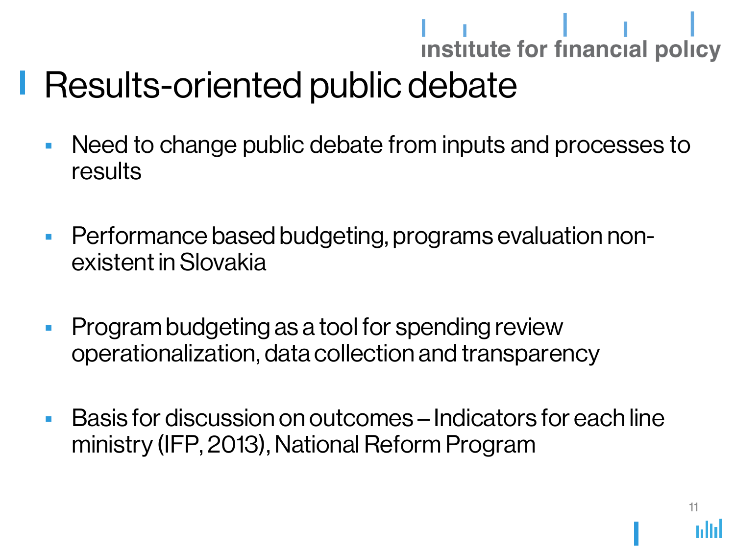# Results-oriented public debate

- Need to change public debate from inputs and processes to results
- Performance based budgeting, programs evaluation non-existent in Slovakia
- Program budgeting as a tool for spending review operationalization, data collection and transparency
- Basis for discussion on outcomes – Indicators for each line ministry (IFP, 2013), National Reform Program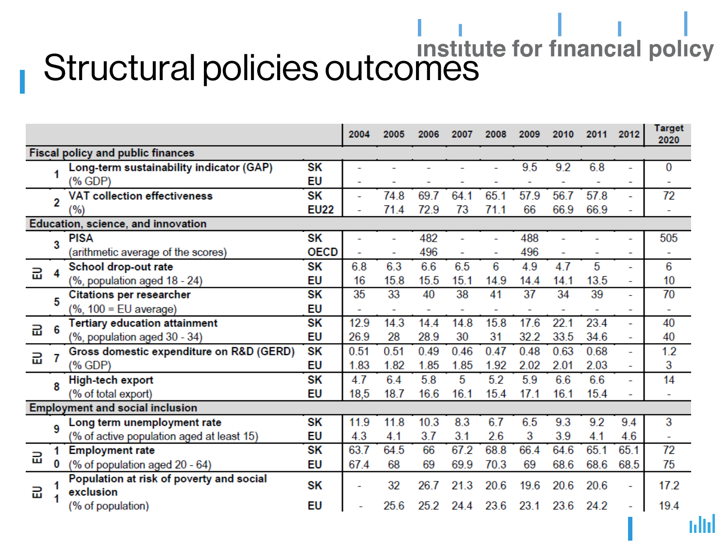# Structural policies outcomes

| | | | | 2004 | 2005 | 2006 | 2007 | 2008 | 2009 | 2010 | 2011 | 2012 | Target 2020 |
|---|---|---|---|---|---|---|---|---|---|---|---|---|---|
| **Fiscal policy and public finances** | | | | | | | | | | | | | |
| | 1 | **Long-term sustainability indicator (GAP)** (% GDP) | SK | - | - | - | - | - | 9.5 | 9.2 | 6.8 | - | 0 |
| | | | EU | - | - | - | - | - | - | - | - | - | - |
| | 2 | **VAT collection effectiveness** (%) | SK | - | 74.8 | 69.7 | 64.1 | 65.1 | 57.9 | 56.7 | 57.8 | - | 72 |
| | | | EU22 | - | 71.4 | 72.9 | 73 | 71.1 | 66 | 66.9 | 66.9 | - | - |
| **Education, science, and innovation** | | | | | | | | | | | | | |
| | 3 | **PISA** (arithmetic average of the scores) | SK | - | - | 482 | - | - | 488 | - | - | - | 505 |
| | | | OECD | - | - | 496 | - | - | 496 | - | - | - | - |
| EU | 4 | **School drop-out rate** (%, population aged 18 - 24) | SK | 6.8 | 6.3 | 6.6 | 6.5 | 6 | 4.9 | 4.7 | 5 | - | 6 |
| | | | EU | 16 | 15.8 | 15.5 | 15.1 | 14.9 | 14.4 | 14.1 | 13.5 | - | 10 |
| | 5 | **Citations per researcher** (%, 100 = EU average) | SK | 35 | 33 | 40 | 38 | 41 | 37 | 34 | 39 | - | 70 |
| | | | EU | - | - | - | - | - | - | - | - | - | - |
| EU | 6 | **Tertiary education attainment** (%, population aged 30 - 34) | SK | 12.9 | 14.3 | 14.4 | 14.8 | 15.8 | 17.6 | 22.1 | 23.4 | - | 40 |
| | | | EU | 26.9 | 28 | 28.9 | 30 | 31 | 32.2 | 33.5 | 34.6 | - | 40 |
| EU | 7 | **Gross domestic expenditure on R&D (GERD)** (% GDP) | SK | 0.51 | 0.51 | 0.49 | 0.46 | 0.47 | 0.48 | 0.63 | 0.68 | - | 1.2 |
| | | | EU | 1.83 | 1.82 | 1.85 | 1.85 | 1.92 | 2.02 | 2.01 | 2.03 | - | 3 |
| | 8 | **High-tech export** (% of total export) | SK | 4.7 | 6.4 | 5.8 | 5 | 5.2 | 5.9 | 6.6 | 6.6 | - | 14 |
| | | | EU | 18,5 | 18.7 | 16.6 | 16.1 | 15.4 | 17.1 | 16.1 | 15.4 | - | - |
| **Employment and social inclusion** | | | | | | | | | | | | | |
| | 9 | **Long term unemployment rate** (% of active population aged at least 15) | SK | 11.9 | 11.8 | 10.3 | 8.3 | 6.7 | 6.5 | 9.3 | 9.2 | 9.4 | 3 |
| | | | EU | 4.3 | 4.1 | 3.7 | 3.1 | 2.6 | 3 | 3.9 | 4.1 | 4.6 | - |
| EU | 10 | **Employment rate** (% of population aged 20 - 64) | SK | 63.7 | 64.5 | 66 | 67.2 | 68.8 | 66.4 | 64.6 | 65.1 | 65.1 | 72 |
| | | | EU | 67.4 | 68 | 69 | 69.9 | 70.3 | 69 | 68.6 | 68.6 | 68.5 | 75 |
| EU | 11 | **Population at risk of poverty and social exclusion** (% of population) | SK | - | 32 | 26.7 | 21.3 | 20.6 | 19.6 | 20.6 | 20.6 | - | 17.2 |
| | | | EU | - | 25.6 | 25.2 | 24.4 | 23.6 | 23.1 | 23.6 | 24.2 | - | 19.4 |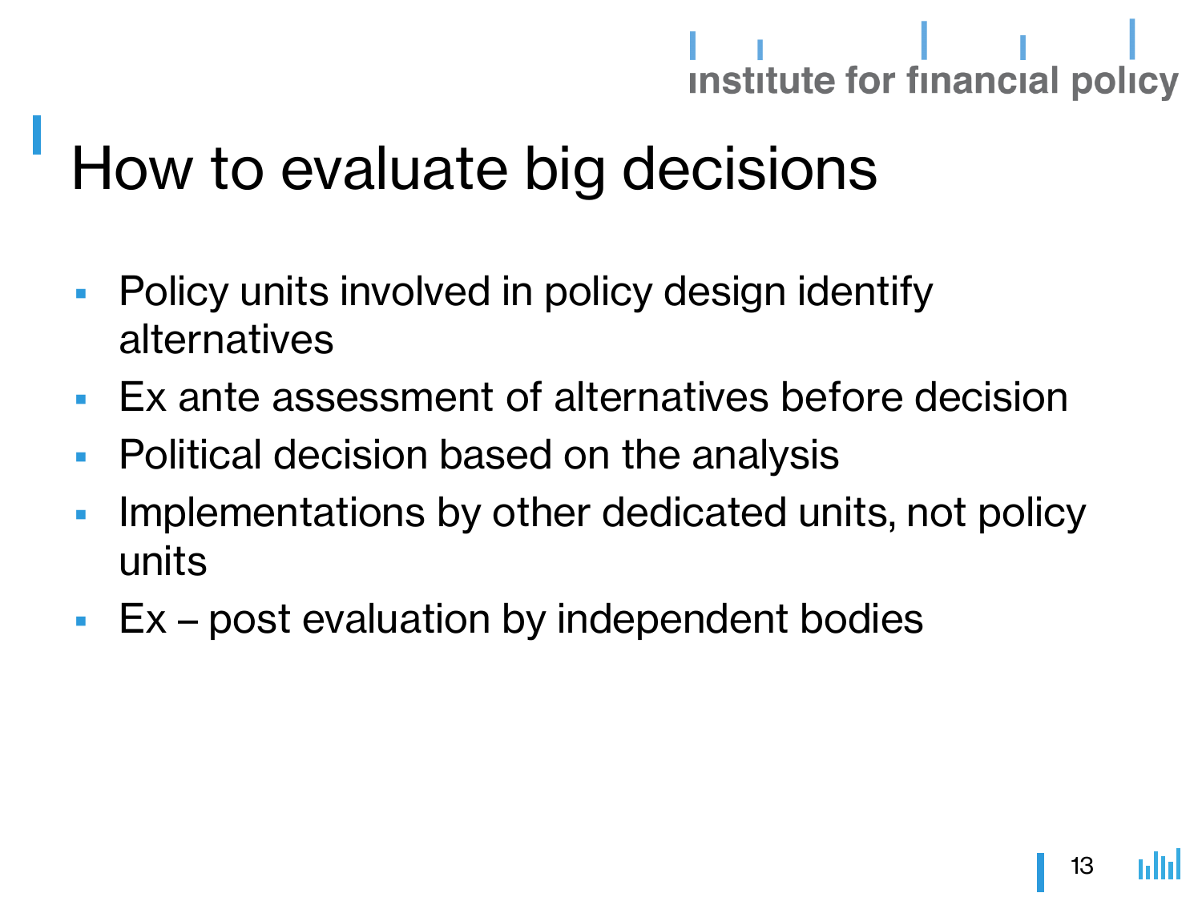# How to evaluate big decisions

- Policy units involved in policy design identify alternatives
- Ex ante assessment of alternatives before decision
- Political decision based on the analysis
- Implementations by other dedicated units, not policy units
- Ex – post evaluation by independent bodies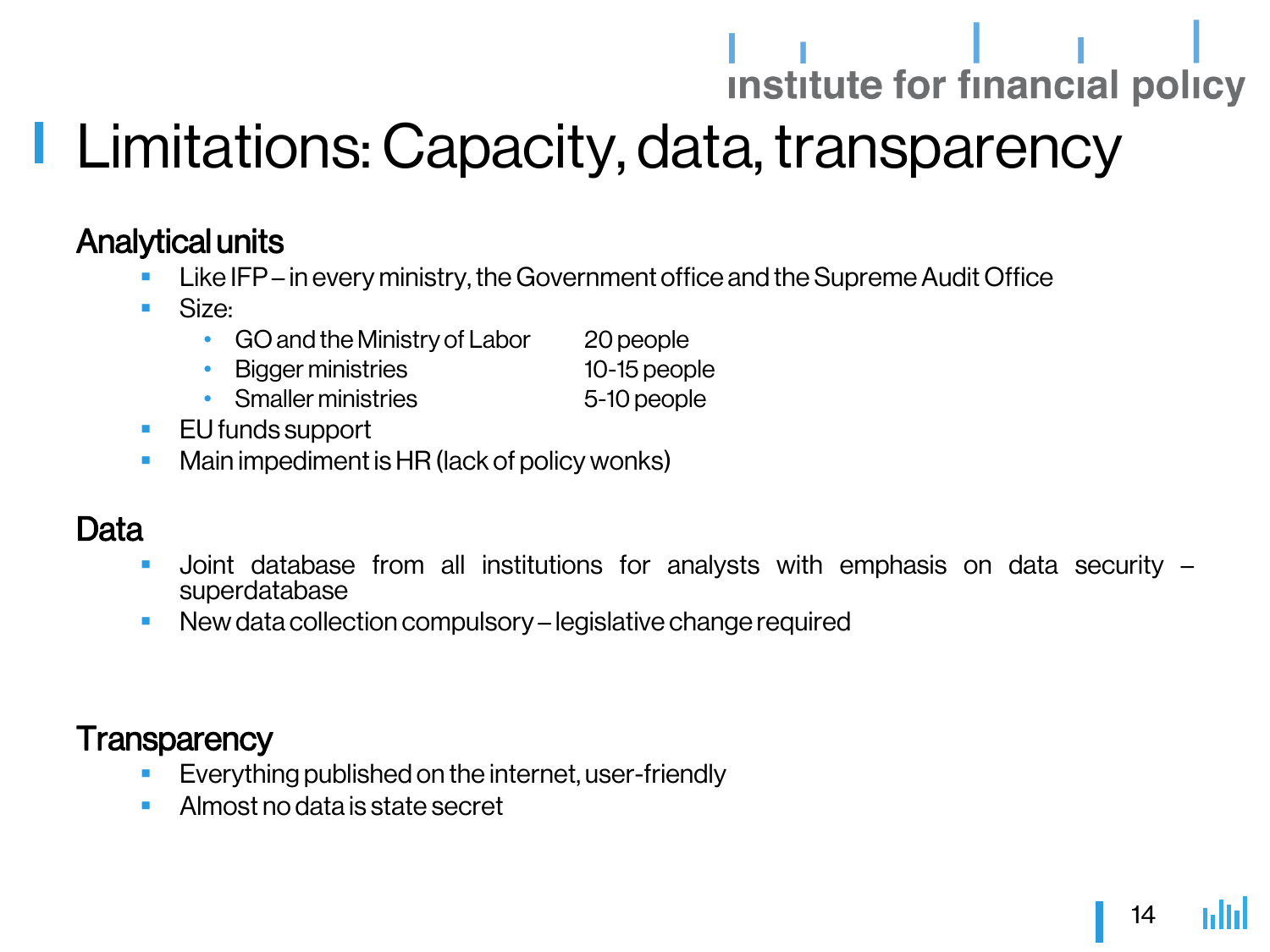# Limitations: Capacity, data, transparency

## Analytical units

- Like IFP – in every ministry, the Government office and the Supreme Audit Office
- Size:
  - GO and the Ministry of Labor	20 people
  - Bigger ministries	10-15 people
  - Smaller ministries	5-10 people
- EU funds support
- Main impediment is HR (lack of policy wonks)

## Data

- Joint database from all institutions for analysts with emphasis on data security – superdatabase
- New data collection compulsory – legislative change required

## Transparency

- Everything published on the internet, user-friendly
- Almost no data is state secret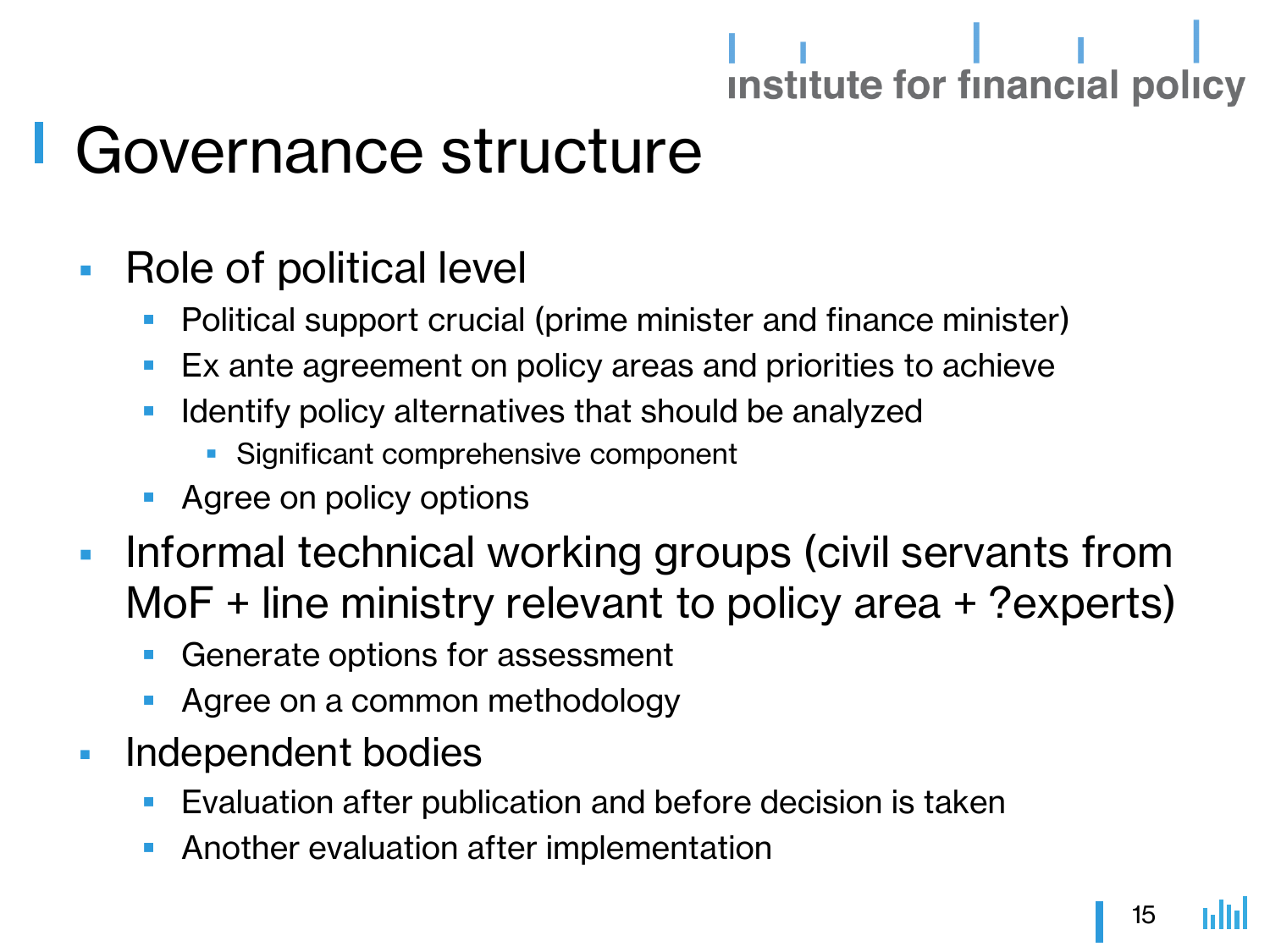# Governance structure

- Role of political level
  - Political support crucial (prime minister and finance minister)
  - Ex ante agreement on policy areas and priorities to achieve
  - Identify policy alternatives that should be analyzed
    - Significant comprehensive component
  - Agree on policy options
- Informal technical working groups (civil servants from MoF + line ministry relevant to policy area + ?experts)
  - Generate options for assessment
  - Agree on a common methodology
- Independent bodies
  - Evaluation after publication and before decision is taken
  - Another evaluation after implementation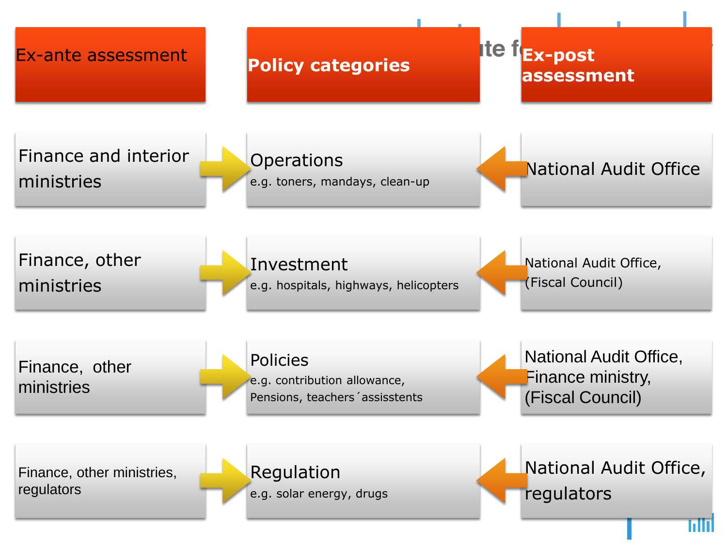| Ex-ante assessment | Policy categories | Ex-post assessment |
| --- | --- | --- |
| Finance and interior ministries | **Operations** e.g. toners, mandays, clean-up | National Audit Office |
| Finance, other ministries | **Investment** e.g. hospitals, highways, helicopters | National Audit Office, (Fiscal Council) |
| Finance, other ministries | **Policies** e.g. contribution allowance, Pensions, teachers´assisstents | National Audit Office, Finance ministry, (Fiscal Council) |
| Finance, other ministries, regulators | **Regulation** e.g. solar energy, drugs | National Audit Office, regulators |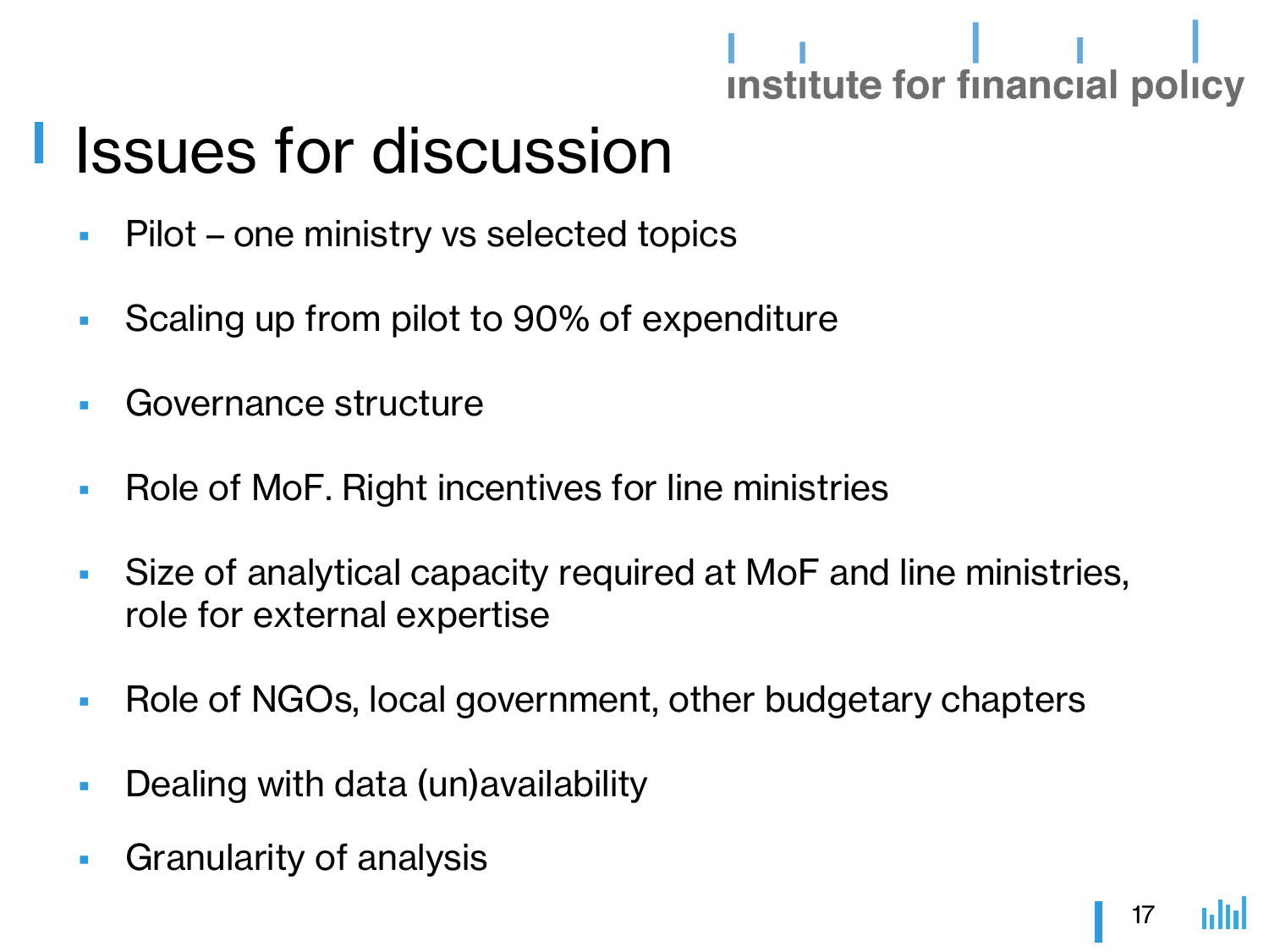# Issues for discussion

- Pilot – one ministry vs selected topics
- Scaling up from pilot to 90% of expenditure
- Governance structure
- Role of MoF. Right incentives for line ministries
- Size of analytical capacity required at MoF and line ministries, role for external expertise
- Role of NGOs, local government, other budgetary chapters
- Dealing with data (un)availability
- Granularity of analysis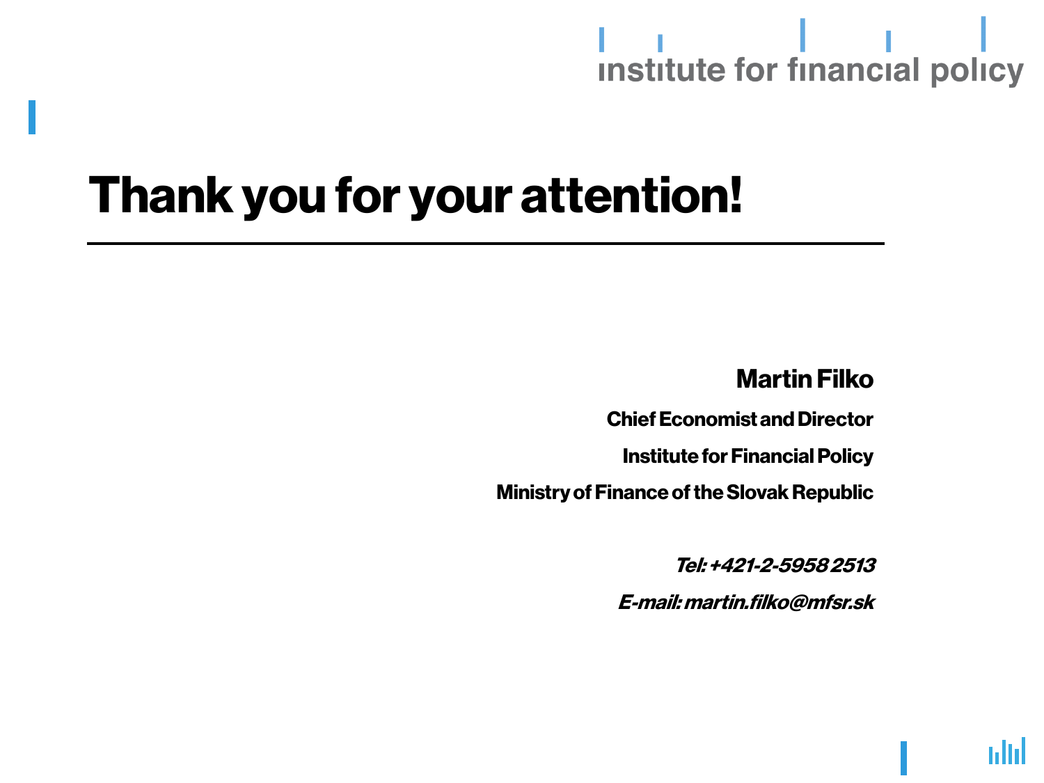# Thank you for your attention!

**Martin Filko**

**Chief Economist and Director**

**Institute for Financial Policy**

**Ministry of Finance of the Slovak Republic**

***Tel: +421-2-5958 2513***

***E-mail: martin.filko@mfsr.sk***